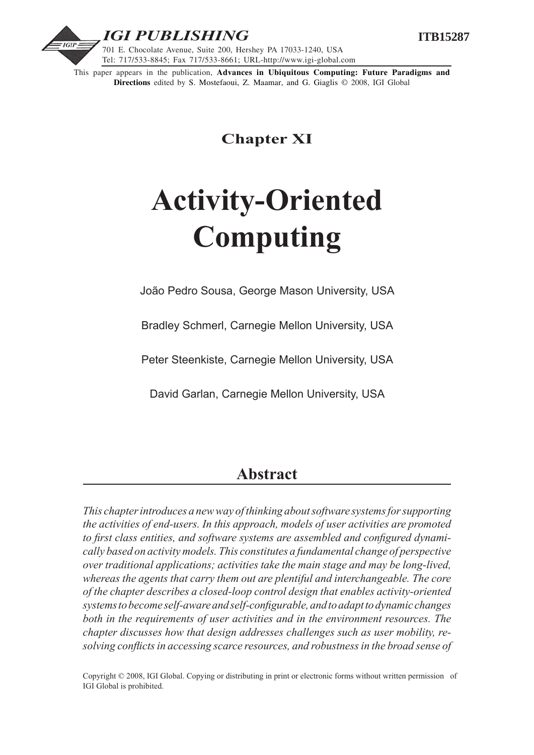IGI PUBLISHING

ITB15287

701 E. Chocolate Avenue, Suite 200, Hershey PA 17033-1240, USA
Tel: 717/533-8845; Fax 717/533-8661; URL-http://www.igi-global.com

This paper appears in the publication, **Advances in Ubiquitous Computing: Future Paradigms and Directions** edited by S. Mostefaoui, Z. Maamar, and G. Giaglis © 2008, IGI Global

## Chapter XI

# Activity-Oriented Computing

João Pedro Sousa, George Mason University, USA

Bradley Schmerl, Carnegie Mellon University, USA

Peter Steenkiste, Carnegie Mellon University, USA

David Garlan, Carnegie Mellon University, USA

## Abstract

*This chapter introduces a new way of thinking about software systems for supporting the activities of end-users. In this approach, models of user activities are promoted to first class entities, and software systems are assembled and configured dynamically based on activity models. This constitutes a fundamental change of perspective over traditional applications; activities take the main stage and may be long-lived, whereas the agents that carry them out are plentiful and interchangeable. The core of the chapter describes a closed-loop control design that enables activity-oriented systems to become self-aware and self-configurable, and to adapt to dynamic changes both in the requirements of user activities and in the environment resources. The chapter discusses how that design addresses challenges such as user mobility, resolving conflicts in accessing scarce resources, and robustness in the broad sense of*

Copyright © 2008, IGI Global. Copying or distributing in print or electronic forms without written permission of IGI Global is prohibited.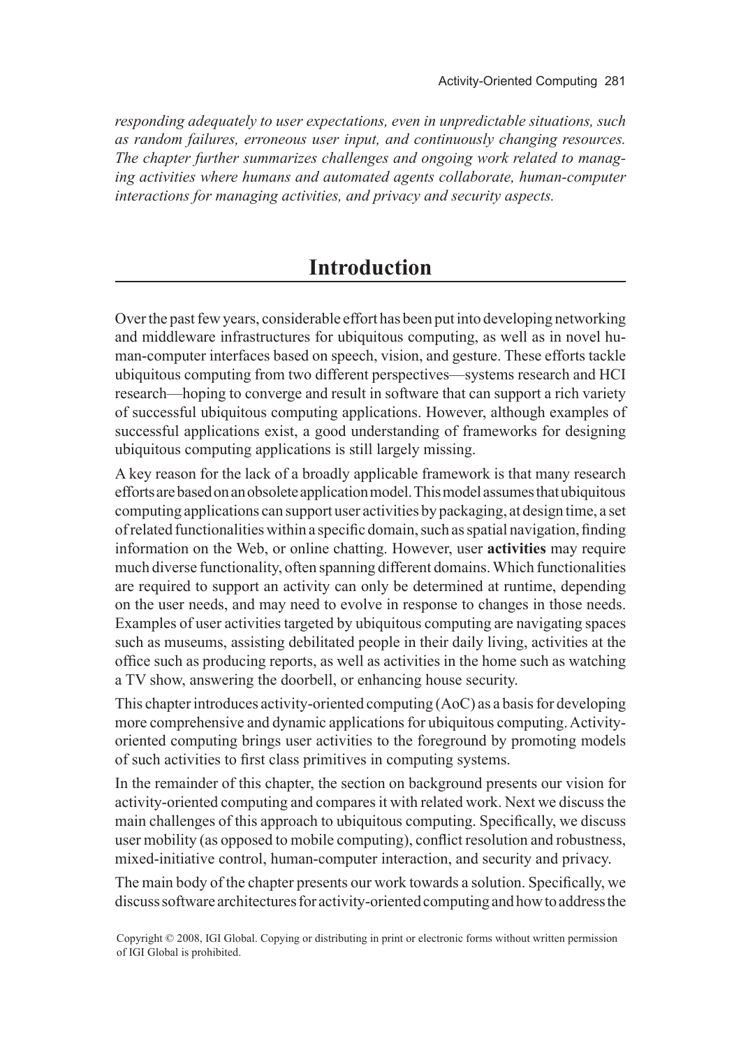*responding adequately to user expectations, even in unpredictable situations, such as random failures, erroneous user input, and continuously changing resources. The chapter further summarizes challenges and ongoing work related to managing activities where humans and automated agents collaborate, human-computer interactions for managing activities, and privacy and security aspects.*

# Introduction

Over the past few years, considerable effort has been put into developing networking and middleware infrastructures for ubiquitous computing, as well as in novel human-computer interfaces based on speech, vision, and gesture. These efforts tackle ubiquitous computing from two different perspectives—systems research and HCI research—hoping to converge and result in software that can support a rich variety of successful ubiquitous computing applications. However, although examples of successful applications exist, a good understanding of frameworks for designing ubiquitous computing applications is still largely missing.

A key reason for the lack of a broadly applicable framework is that many research efforts are based on an obsolete application model. This model assumes that ubiquitous computing applications can support user activities by packaging, at design time, a set of related functionalities within a specific domain, such as spatial navigation, finding information on the Web, or online chatting. However, user **activities** may require much diverse functionality, often spanning different domains. Which functionalities are required to support an activity can only be determined at runtime, depending on the user needs, and may need to evolve in response to changes in those needs. Examples of user activities targeted by ubiquitous computing are navigating spaces such as museums, assisting debilitated people in their daily living, activities at the office such as producing reports, as well as activities in the home such as watching a TV show, answering the doorbell, or enhancing house security.

This chapter introduces activity-oriented computing (AoC) as a basis for developing more comprehensive and dynamic applications for ubiquitous computing. Activity-oriented computing brings user activities to the foreground by promoting models of such activities to first class primitives in computing systems.

In the remainder of this chapter, the section on background presents our vision for activity-oriented computing and compares it with related work. Next we discuss the main challenges of this approach to ubiquitous computing. Specifically, we discuss user mobility (as opposed to mobile computing), conflict resolution and robustness, mixed-initiative control, human-computer interaction, and security and privacy.

The main body of the chapter presents our work towards a solution. Specifically, we discuss software architectures for activity-oriented computing and how to address the

Copyright © 2008, IGI Global. Copying or distributing in print or electronic forms without written permission of IGI Global is prohibited.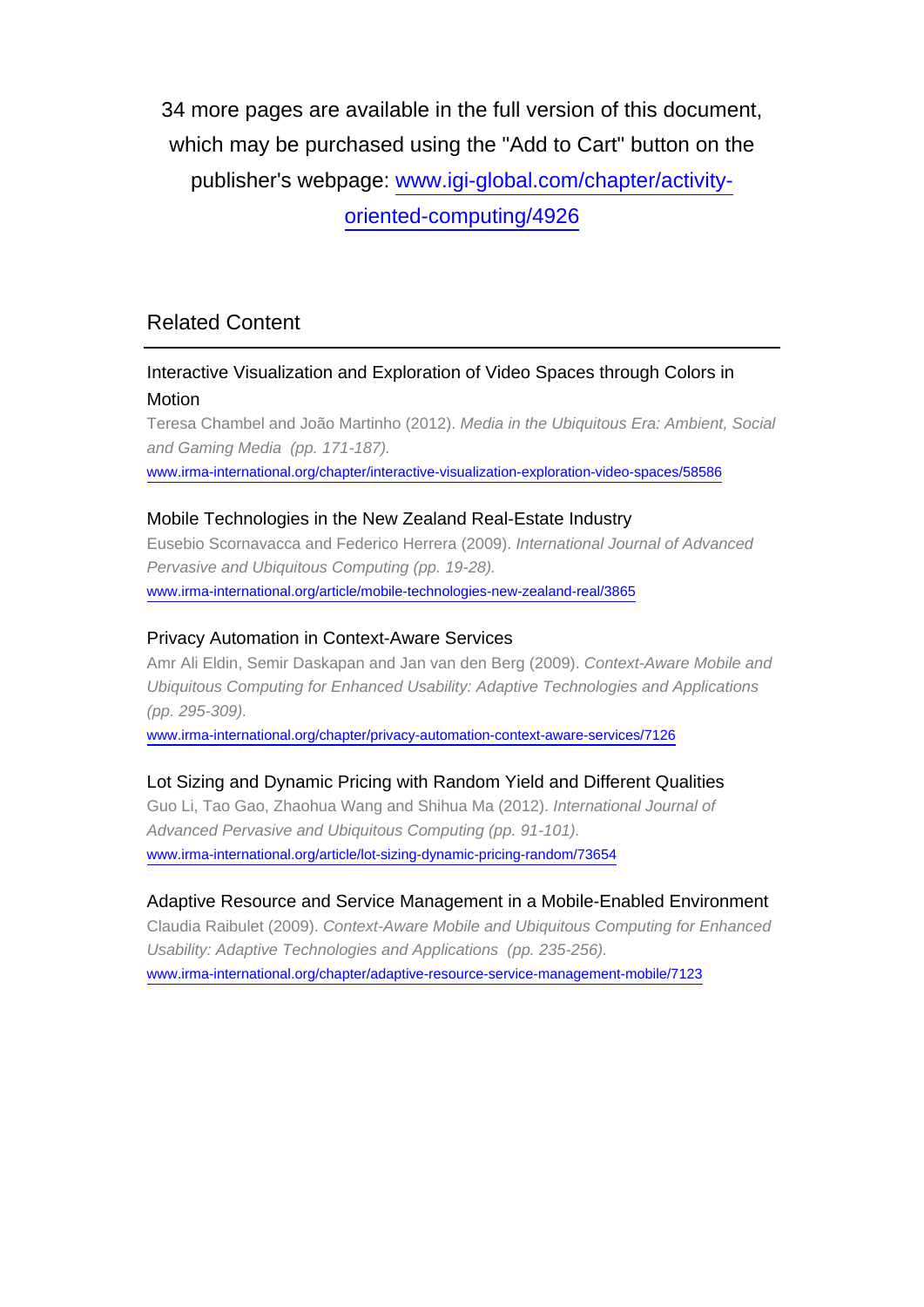34 more pages are available in the full version of this document, which may be purchased using the "Add to Cart" button on the publisher's webpage: [www.igi-global.com/chapter/activity-oriented-computing/4926](www.igi-global.com/chapter/activity-oriented-computing/4926)

## Related Content

### Interactive Visualization and Exploration of Video Spaces through Colors in Motion

Teresa Chambel and João Martinho (2012). *Media in the Ubiquitous Era: Ambient, Social and Gaming Media (pp. 171-187).*

[www.irma-international.org/chapter/interactive-visualization-exploration-video-spaces/58586](www.irma-international.org/chapter/interactive-visualization-exploration-video-spaces/58586)

### Mobile Technologies in the New Zealand Real-Estate Industry

Eusebio Scornavacca and Federico Herrera (2009). *International Journal of Advanced Pervasive and Ubiquitous Computing (pp. 19-28).*

[www.irma-international.org/article/mobile-technologies-new-zealand-real/3865](www.irma-international.org/article/mobile-technologies-new-zealand-real/3865)

### Privacy Automation in Context-Aware Services

Amr Ali Eldin, Semir Daskapan and Jan van den Berg (2009). *Context-Aware Mobile and Ubiquitous Computing for Enhanced Usability: Adaptive Technologies and Applications (pp. 295-309).*

[www.irma-international.org/chapter/privacy-automation-context-aware-services/7126](www.irma-international.org/chapter/privacy-automation-context-aware-services/7126)

### Lot Sizing and Dynamic Pricing with Random Yield and Different Qualities

Guo Li, Tao Gao, Zhaohua Wang and Shihua Ma (2012). *International Journal of Advanced Pervasive and Ubiquitous Computing (pp. 91-101).*

[www.irma-international.org/article/lot-sizing-dynamic-pricing-random/73654](www.irma-international.org/article/lot-sizing-dynamic-pricing-random/73654)

### Adaptive Resource and Service Management in a Mobile-Enabled Environment

Claudia Raibulet (2009). *Context-Aware Mobile and Ubiquitous Computing for Enhanced Usability: Adaptive Technologies and Applications (pp. 235-256).*

[www.irma-international.org/chapter/adaptive-resource-service-management-mobile/7123](www.irma-international.org/chapter/adaptive-resource-service-management-mobile/7123)